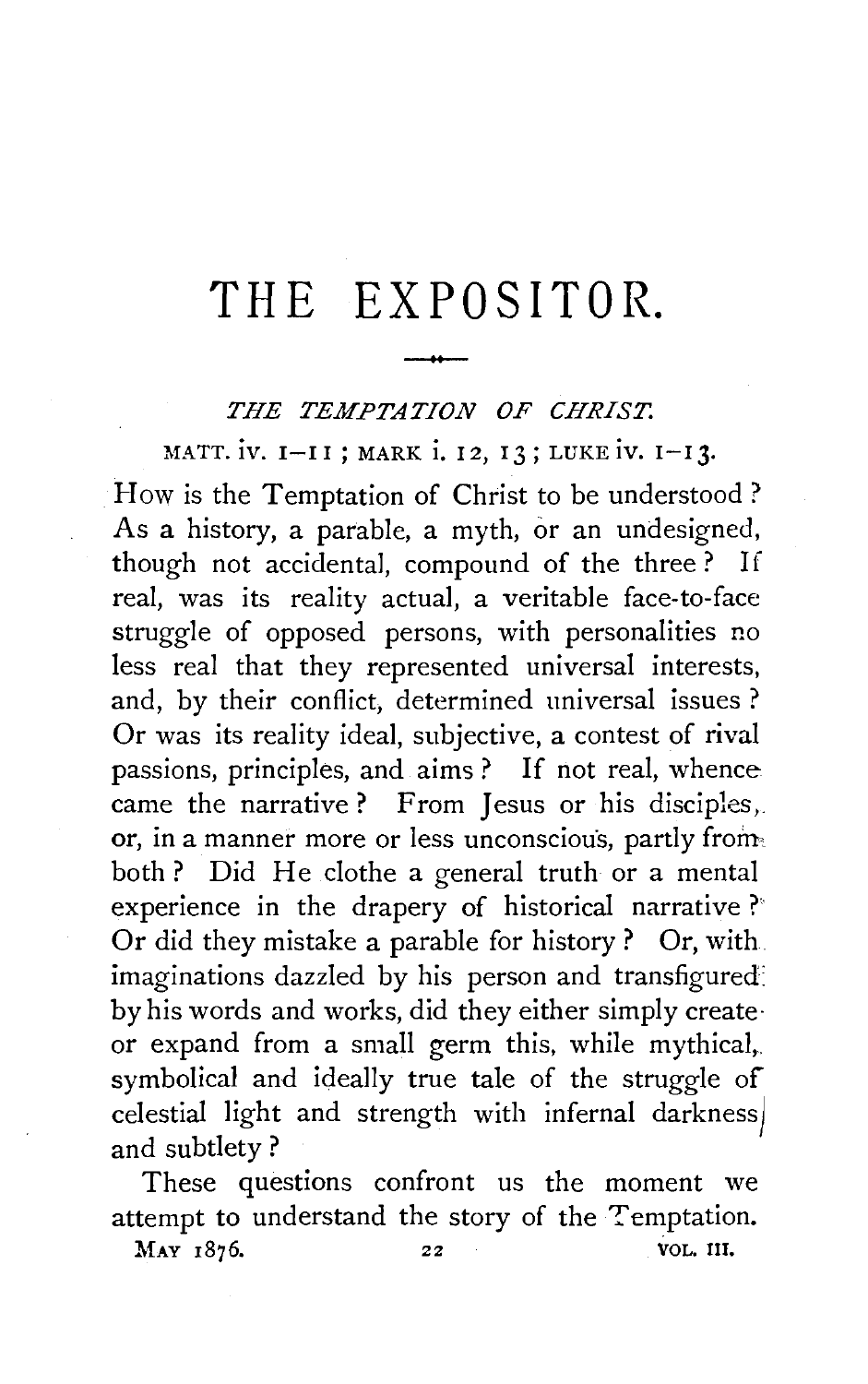# THE EXPOSITOR.

## *THE TEMPTATION OF CHRIST.*

MATT. iv. 1–11; MARK i. 12, 13; LUKE iv. 1–13.

How is the Temptation of Christ to be understood? As a history, a parable, a myth, or an undesigned, though not accidental, compound of the three? If real, was its reality actual, a veritable face-to-face struggle of opposed persons, with personalities no less real that they represented universal interests, and, by their conflict, determined universal issues? Or was its reality ideal, subjective, a contest of rival passions, principles, and aims? If not real, whence came the narrative? From Jesus or his disciples, or, in a manner more or less unconscious, partly from both? Did He clothe a general truth or a mental experience in the drapery of historical narrative? Or did they mistake a parable for history? Or, with imaginations dazzled by his person and transfigured by his words and works, did they either simply create or expand from a small germ this, while mythical, symbolical and ideally true tale of the struggle of celestial light and strength with infernal darkness and subtlety?

These questions confront us the moment we attempt to understand the story of the Temptation.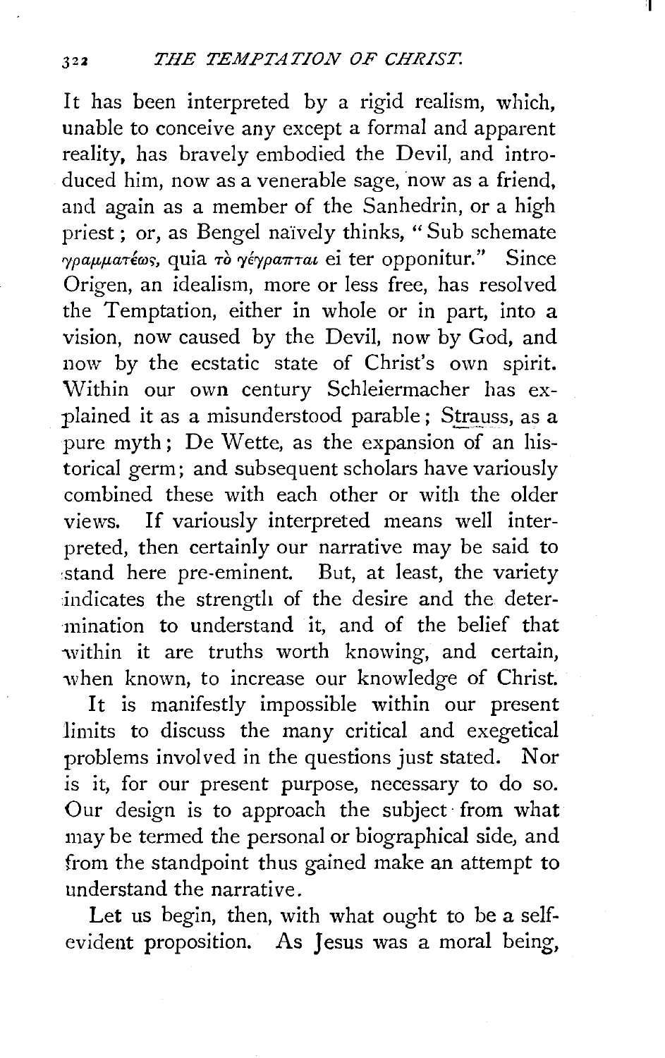It has been interpreted by a rigid realism, which, unable to conceive any except a formal and apparent reality, has bravely embodied the Devil, and introduced him, now as a venerable sage, now as a friend, and again as a member of the Sanhedrin, or a high priest; or, as Bengel naïvely thinks, "Sub schemate γραμματέως, quia τὸ γέγραπται ei ter opponitur." Since Origen, an idealism, more or less free, has resolved the Temptation, either in whole or in part, into a vision, now caused by the Devil, now by God, and now by the ecstatic state of Christ's own spirit. Within our own century Schleiermacher has explained it as a misunderstood parable; Strauss, as a pure myth; De Wette, as the expansion of an historical germ; and subsequent scholars have variously combined these with each other or with the older views. If variously interpreted means well interpreted, then certainly our narrative may be said to stand here pre-eminent. But, at least, the variety indicates the strength of the desire and the determination to understand it, and of the belief that within it are truths worth knowing, and certain, when known, to increase our knowledge of Christ.

It is manifestly impossible within our present limits to discuss the many critical and exegetical problems involved in the questions just stated. Nor is it, for our present purpose, necessary to do so. Our design is to approach the subject from what may be termed the personal or biographical side, and from the standpoint thus gained make an attempt to understand the narrative.

Let us begin, then, with what ought to be a self-evident proposition. As Jesus was a moral being,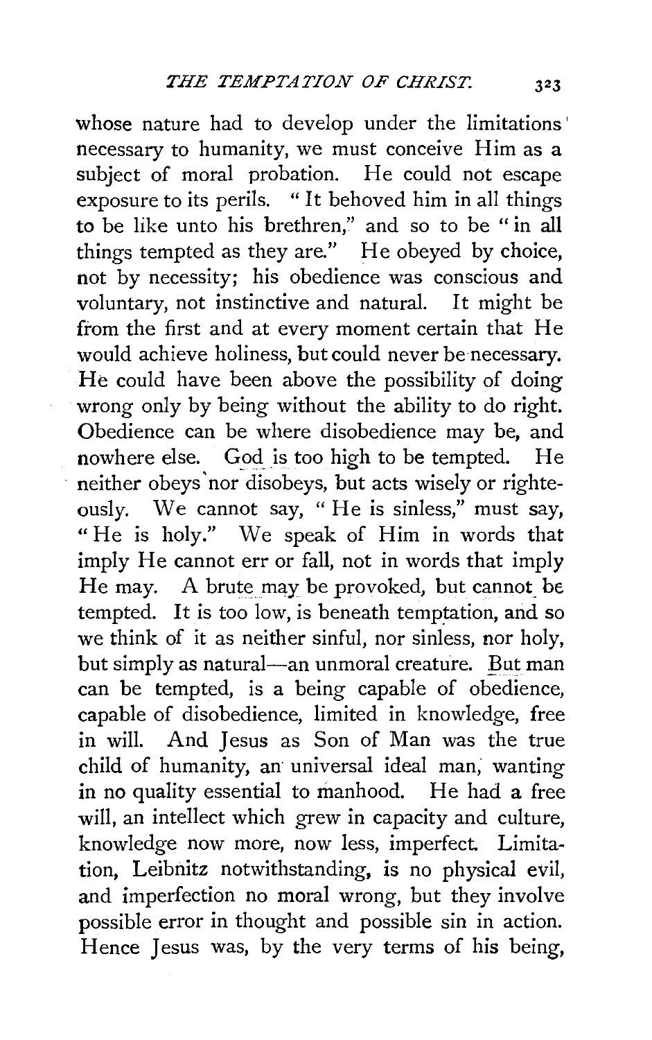whose nature had to develop under the limitations necessary to humanity, we must conceive Him as a subject of moral probation. He could not escape exposure to its perils. "It behoved him in all things to be like unto his brethren," and so to be "in all things tempted as they are." He obeyed by choice, not by necessity; his obedience was conscious and voluntary, not instinctive and natural. It might be from the first and at every moment certain that He would achieve holiness, but could never be necessary. He could have been above the possibility of doing wrong only by being without the ability to do right. Obedience can be where disobedience may be, and nowhere else. God is too high to be tempted. He neither obeys nor disobeys, but acts wisely or righteously. We cannot say, "He is sinless," must say, "He is holy." We speak of Him in words that imply He cannot err or fall, not in words that imply He may. A brute may be provoked, but cannot be tempted. It is too low, is beneath temptation, and so we think of it as neither sinful, nor sinless, nor holy, but simply as natural—an unmoral creature. But man can be tempted, is a being capable of obedience, capable of disobedience, limited in knowledge, free in will. And Jesus as Son of Man was the true child of humanity, an universal ideal man, wanting in no quality essential to manhood. He had a free will, an intellect which grew in capacity and culture, knowledge now more, now less, imperfect. Limitation, Leibnitz notwithstanding, is no physical evil, and imperfection no moral wrong, but they involve possible error in thought and possible sin in action. Hence Jesus was, by the very terms of his being,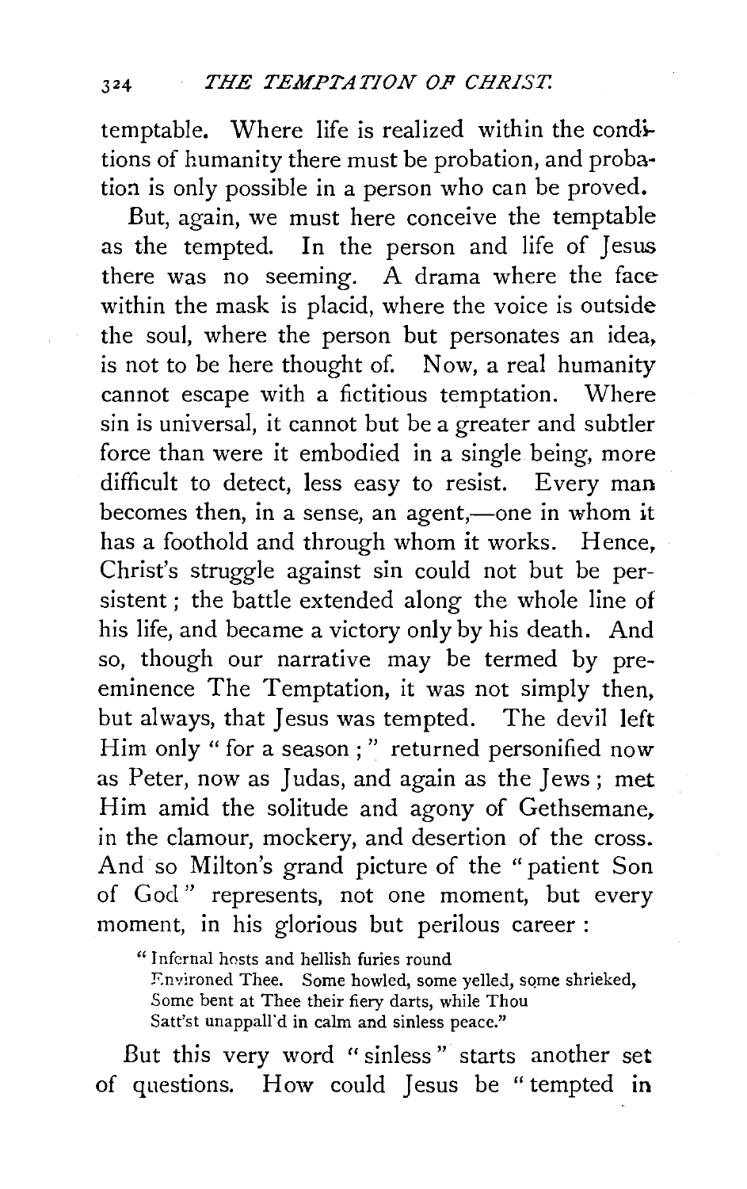temptable. Where life is realized within the conditions of humanity there must be probation, and probation is only possible in a person who can be proved.

But, again, we must here conceive the temptable as the tempted. In the person and life of Jesus there was no seeming. A drama where the face within the mask is placid, where the voice is outside the soul, where the person but personates an idea, is not to be here thought of. Now, a real humanity cannot escape with a fictitious temptation. Where sin is universal, it cannot but be a greater and subtler force than were it embodied in a single being, more difficult to detect, less easy to resist. Every man becomes then, in a sense, an agent,—one in whom it has a foothold and through whom it works. Hence, Christ's struggle against sin could not but be persistent; the battle extended along the whole line of his life, and became a victory only by his death. And so, though our narrative may be termed by preeminence The Temptation, it was not simply then, but always, that Jesus was tempted. The devil left Him only "for a season;" returned personified now as Peter, now as Judas, and again as the Jews; met Him amid the solitude and agony of Gethsemane, in the clamour, mockery, and desertion of the cross. And so Milton's grand picture of the "patient Son of God" represents, not one moment, but every moment, in his glorious but perilous career:

> "Infernal hosts and hellish furies round
> Environed Thee. Some howled, some yelled, some shrieked,
> Some bent at Thee their fiery darts, while Thou
> Satt'st unappall'd in calm and sinless peace."

But this very word "sinless" starts another set of questions. How could Jesus be "tempted in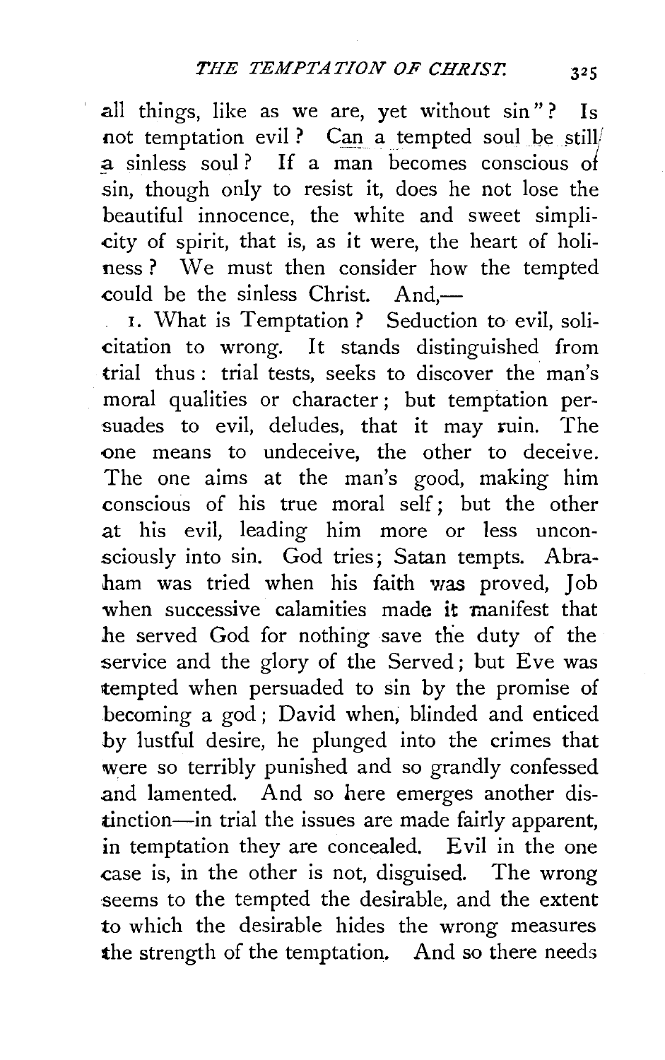all things, like as we are, yet without sin"? Is not temptation evil? Can a tempted soul be still a sinless soul? If a man becomes conscious of sin, though only to resist it, does he not lose the beautiful innocence, the white and sweet simplicity of spirit, that is, as it were, the heart of holiness? We must then consider how the tempted could be the sinless Christ. And,—

1. What is Temptation? Seduction to evil, solicitation to wrong. It stands distinguished from trial thus: trial tests, seeks to discover the man's moral qualities or character; but temptation persuades to evil, deludes, that it may ruin. The one means to undeceive, the other to deceive. The one aims at the man's good, making him conscious of his true moral self; but the other at his evil, leading him more or less unconsciously into sin. God tries; Satan tempts. Abraham was tried when his faith was proved, Job when successive calamities made it manifest that he served God for nothing save the duty of the service and the glory of the Served; but Eve was tempted when persuaded to sin by the promise of becoming a god; David when, blinded and enticed by lustful desire, he plunged into the crimes that were so terribly punished and so grandly confessed and lamented. And so here emerges another distinction—in trial the issues are made fairly apparent, in temptation they are concealed. Evil in the one case is, in the other is not, disguised. The wrong seems to the tempted the desirable, and the extent to which the desirable hides the wrong measures the strength of the temptation. And so there needs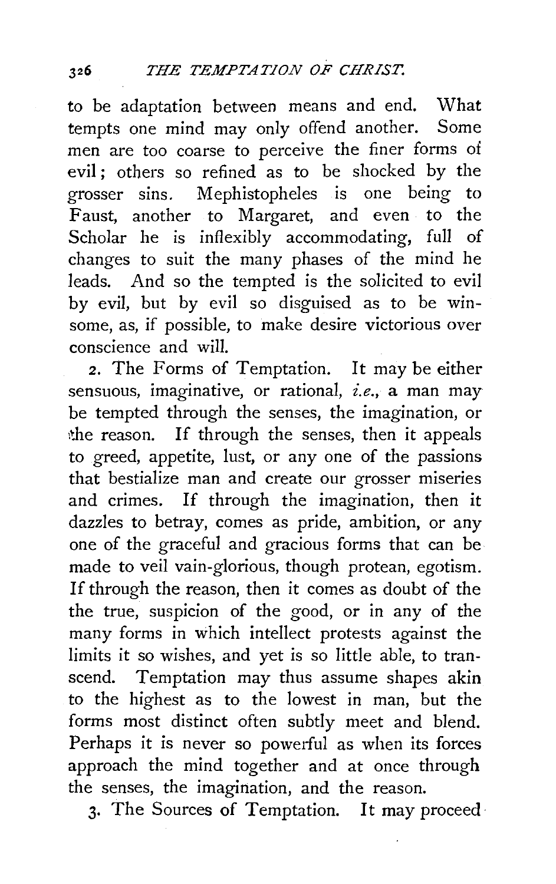to be adaptation between means and end. What tempts one mind may only offend another. Some men are too coarse to perceive the finer forms of evil; others so refined as to be shocked by the grosser sins. Mephistopheles is one being to Faust, another to Margaret, and even to the Scholar he is inflexibly accommodating, full of changes to suit the many phases of the mind he leads. And so the tempted is the solicited to evil by evil, but by evil so disguised as to be winsome, as, if possible, to make desire victorious over conscience and will.

2. The Forms of Temptation. It may be either sensuous, imaginative, or rational, *i.e.*, a man may be tempted through the senses, the imagination, or the reason. If through the senses, then it appeals to greed, appetite, lust, or any one of the passions that bestialize man and create our grosser miseries and crimes. If through the imagination, then it dazzles to betray, comes as pride, ambition, or any one of the graceful and gracious forms that can be made to veil vain-glorious, though protean, egotism. If through the reason, then it comes as doubt of the the true, suspicion of the good, or in any of the many forms in which intellect protests against the limits it so wishes, and yet is so little able, to transcend. Temptation may thus assume shapes akin to the highest as to the lowest in man, but the forms most distinct often subtly meet and blend. Perhaps it is never so powerful as when its forces approach the mind together and at once through the senses, the imagination, and the reason.

3. The Sources of Temptation. It may proceed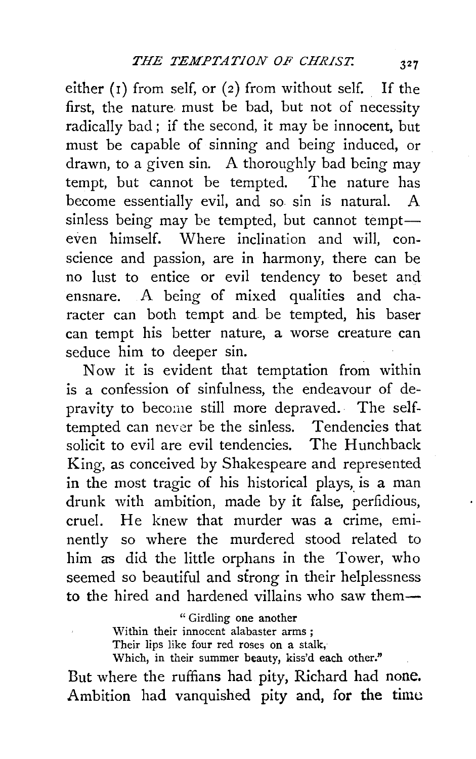either (1) from self, or (2) from without self. If the first, the nature must be bad, but not of necessity radically bad; if the second, it may be innocent, but must be capable of sinning and being induced, or drawn, to a given sin. A thoroughly bad being may tempt, but cannot be tempted. The nature has become essentially evil, and so sin is natural. A sinless being may be tempted, but cannot tempt—even himself. Where inclination and will, conscience and passion, are in harmony, there can be no lust to entice or evil tendency to beset and ensnare. A being of mixed qualities and character can both tempt and be tempted, his baser can tempt his better nature, a worse creature can seduce him to deeper sin.

Now it is evident that temptation from within is a confession of sinfulness, the endeavour of depravity to become still more depraved. The self-tempted can never be the sinless. Tendencies that solicit to evil are evil tendencies. The Hunchback King, as conceived by Shakespeare and represented in the most tragic of his historical plays, is a man drunk with ambition, made by it false, perfidious, cruel. He knew that murder was a crime, eminently so where the murdered stood related to him as did the little orphans in the Tower, who seemed so beautiful and strong in their helplessness to the hired and hardened villains who saw them—

> "Girdling one another
> Within their innocent alabaster arms;
> Their lips like four red roses on a stalk,
> Which, in their summer beauty, kiss'd each other."

But where the ruffians had pity, Richard had none. Ambition had vanquished pity and, for the time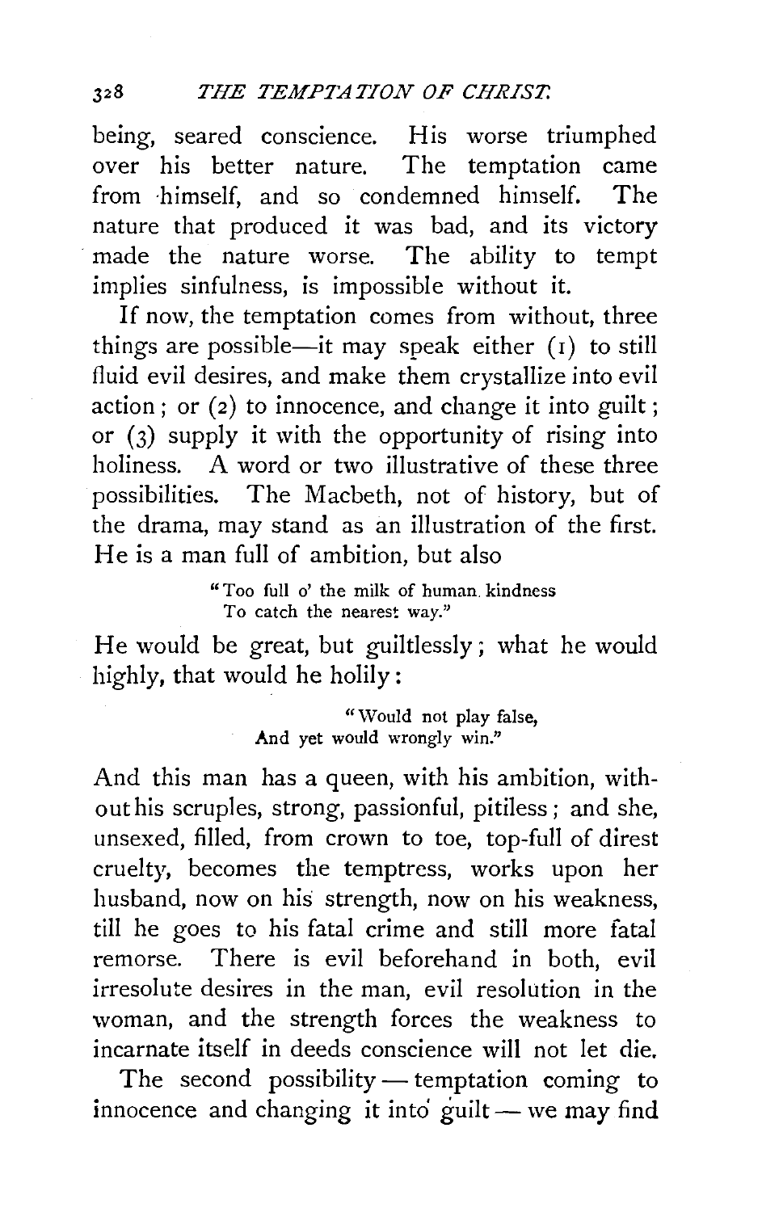being, seared conscience. His worse triumphed over his better nature. The temptation came from himself, and so condemned himself. The nature that produced it was bad, and its victory made the nature worse. The ability to tempt implies sinfulness, is impossible without it.

If now, the temptation comes from without, three things are possible—it may speak either (1) to still fluid evil desires, and make them crystallize into evil action; or (2) to innocence, and change it into guilt; or (3) supply it with the opportunity of rising into holiness. A word or two illustrative of these three possibilities. The Macbeth, not of history, but of the drama, may stand as an illustration of the first. He is a man full of ambition, but also

> "Too full o' the milk of human kindness
> To catch the nearest way."

He would be great, but guiltlessly; what he would highly, that would he holily:

> "Would not play false,
> And yet would wrongly win."

And this man has a queen, with his ambition, without his scruples, strong, passionful, pitiless; and she, unsexed, filled, from crown to toe, top-full of direst cruelty, becomes the temptress, works upon her husband, now on his strength, now on his weakness, till he goes to his fatal crime and still more fatal remorse. There is evil beforehand in both, evil irresolute desires in the man, evil resolution in the woman, and the strength forces the weakness to incarnate itself in deeds conscience will not let die.

The second possibility — temptation coming to innocence and changing it into guilt — we may find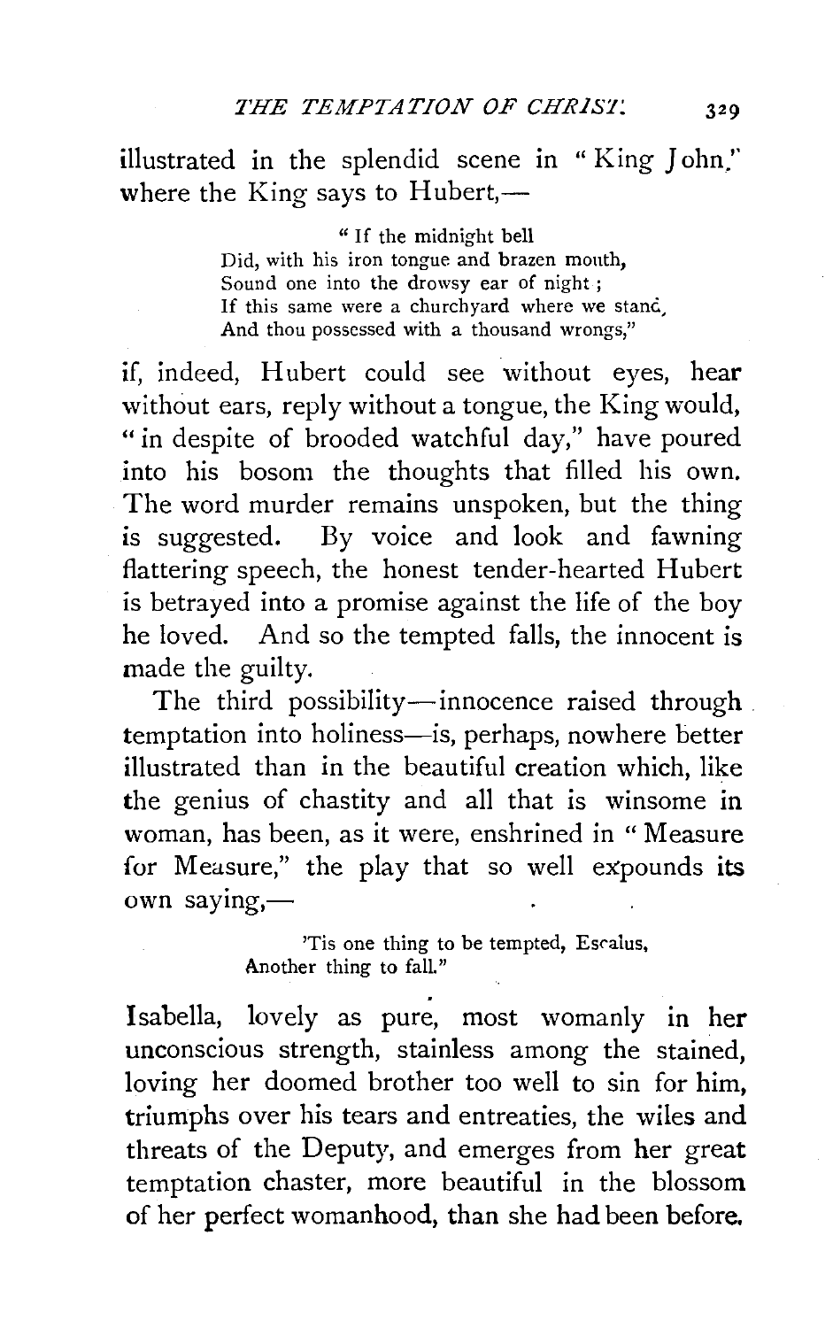illustrated in the splendid scene in "King John," where the King says to Hubert,—

> " If the midnight bell
> Did, with his iron tongue and brazen mouth,
> Sound one into the drowsy ear of night;
> If this same were a churchyard where we stand,
> And thou possessed with a thousand wrongs,"

if, indeed, Hubert could see without eyes, hear without ears, reply without a tongue, the King would, "in despite of brooded watchful day," have poured into his bosom the thoughts that filled his own. The word murder remains unspoken, but the thing is suggested. By voice and look and fawning flattering speech, the honest tender-hearted Hubert is betrayed into a promise against the life of the boy he loved. And so the tempted falls, the innocent is made the guilty.

The third possibility—innocence raised through temptation into holiness—is, perhaps, nowhere better illustrated than in the beautiful creation which, like the genius of chastity and all that is winsome in woman, has been, as it were, enshrined in "Measure for Measure," the play that so well expounds its own saying,—

> 'Tis one thing to be tempted, Escalus,
> Another thing to fall."

Isabella, lovely as pure, most womanly in her unconscious strength, stainless among the stained, loving her doomed brother too well to sin for him, triumphs over his tears and entreaties, the wiles and threats of the Deputy, and emerges from her great temptation chaster, more beautiful in the blossom of her perfect womanhood, than she had been before.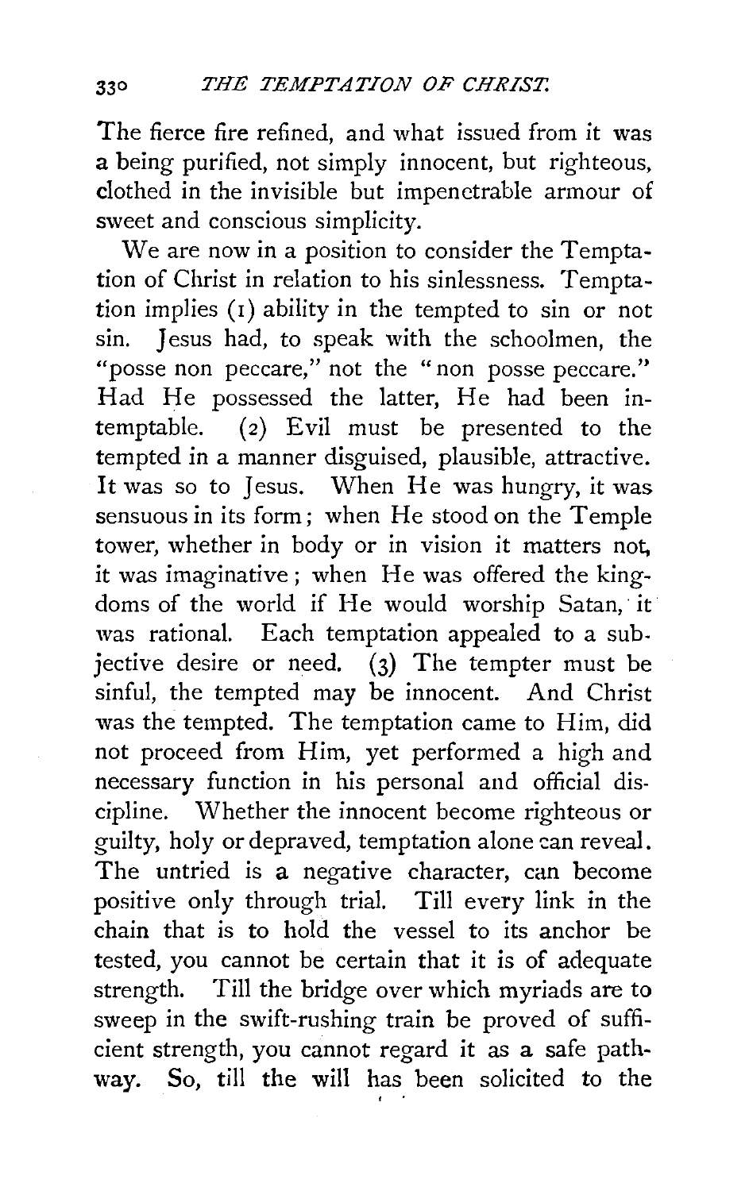The fierce fire refined, and what issued from it was a being purified, not simply innocent, but righteous, clothed in the invisible but impenetrable armour of sweet and conscious simplicity.

We are now in a position to consider the Temptation of Christ in relation to his sinlessness. Temptation implies (1) ability in the tempted to sin or not sin. Jesus had, to speak with the schoolmen, the "posse non peccare," not the "non posse peccare." Had He possessed the latter, He had been intemptable. (2) Evil must be presented to the tempted in a manner disguised, plausible, attractive. It was so to Jesus. When He was hungry, it was sensuous in its form; when He stood on the Temple tower, whether in body or in vision it matters not, it was imaginative; when He was offered the kingdoms of the world if He would worship Satan, it was rational. Each temptation appealed to a subjective desire or need. (3) The tempter must be sinful, the tempted may be innocent. And Christ was the tempted. The temptation came to Him, did not proceed from Him, yet performed a high and necessary function in his personal and official discipline. Whether the innocent become righteous or guilty, holy or depraved, temptation alone can reveal. The untried is a negative character, can become positive only through trial. Till every link in the chain that is to hold the vessel to its anchor be tested, you cannot be certain that it is of adequate strength. Till the bridge over which myriads are to sweep in the swift-rushing train be proved of sufficient strength, you cannot regard it as a safe pathway. So, till the will has been solicited to the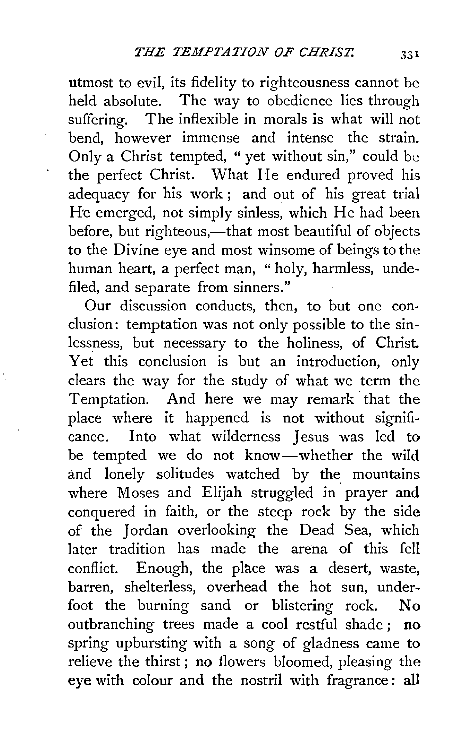utmost to evil, its fidelity to righteousness cannot be held absolute. The way to obedience lies through suffering. The inflexible in morals is what will not bend, however immense and intense the strain. Only a Christ tempted, "yet without sin," could be the perfect Christ. What He endured proved his adequacy for his work; and out of his great trial He emerged, not simply sinless, which He had been before, but righteous,—that most beautiful of objects to the Divine eye and most winsome of beings to the human heart, a perfect man, "holy, harmless, undefiled, and separate from sinners."

Our discussion conducts, then, to but one conclusion: temptation was not only possible to the sinlessness, but necessary to the holiness, of Christ. Yet this conclusion is but an introduction, only clears the way for the study of what we term the Temptation. And here we may remark that the place where it happened is not without significance. Into what wilderness Jesus was led to be tempted we do not know—whether the wild and lonely solitudes watched by the mountains where Moses and Elijah struggled in prayer and conquered in faith, or the steep rock by the side of the Jordan overlooking the Dead Sea, which later tradition has made the arena of this fell conflict. Enough, the place was a desert, waste, barren, shelterless, overhead the hot sun, underfoot the burning sand or blistering rock. No outbranching trees made a cool restful shade; no spring upbursting with a song of gladness came to relieve the thirst; no flowers bloomed, pleasing the eye with colour and the nostril with fragrance: all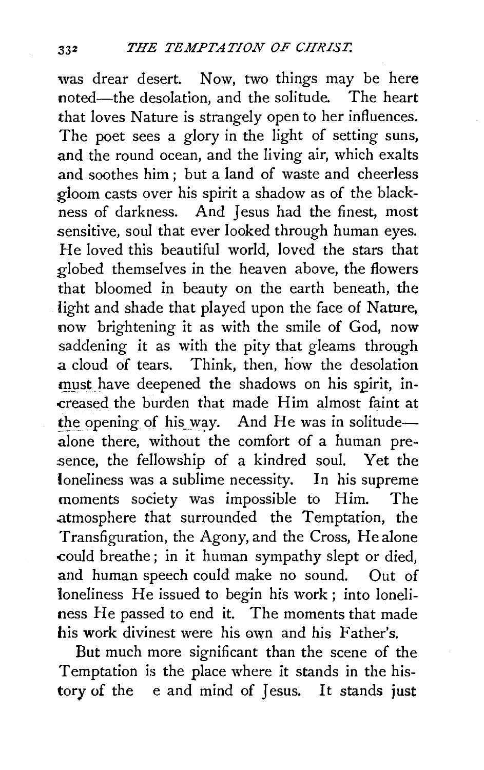was drear desert. Now, two things may be here noted—the desolation, and the solitude. The heart that loves Nature is strangely open to her influences. The poet sees a glory in the light of setting suns, and the round ocean, and the living air, which exalts and soothes him; but a land of waste and cheerless gloom casts over his spirit a shadow as of the blackness of darkness. And Jesus had the finest, most sensitive, soul that ever looked through human eyes. He loved this beautiful world, loved the stars that globed themselves in the heaven above, the flowers that bloomed in beauty on the earth beneath, the light and shade that played upon the face of Nature, now brightening it as with the smile of God, now saddening it as with the pity that gleams through a cloud of tears. Think, then, how the desolation must have deepened the shadows on his spirit, increased the burden that made Him almost faint at the opening of his way. And He was in solitude—alone there, without the comfort of a human presence, the fellowship of a kindred soul. Yet the loneliness was a sublime necessity. In his supreme moments society was impossible to Him. The atmosphere that surrounded the Temptation, the Transfiguration, the Agony, and the Cross, He alone could breathe; in it human sympathy slept or died, and human speech could make no sound. Out of loneliness He issued to begin his work; into loneliness He passed to end it. The moments that made his work divinest were his own and his Father's.

But much more significant than the scene of the Temptation is the place where it stands in the history of the e and mind of Jesus. It stands just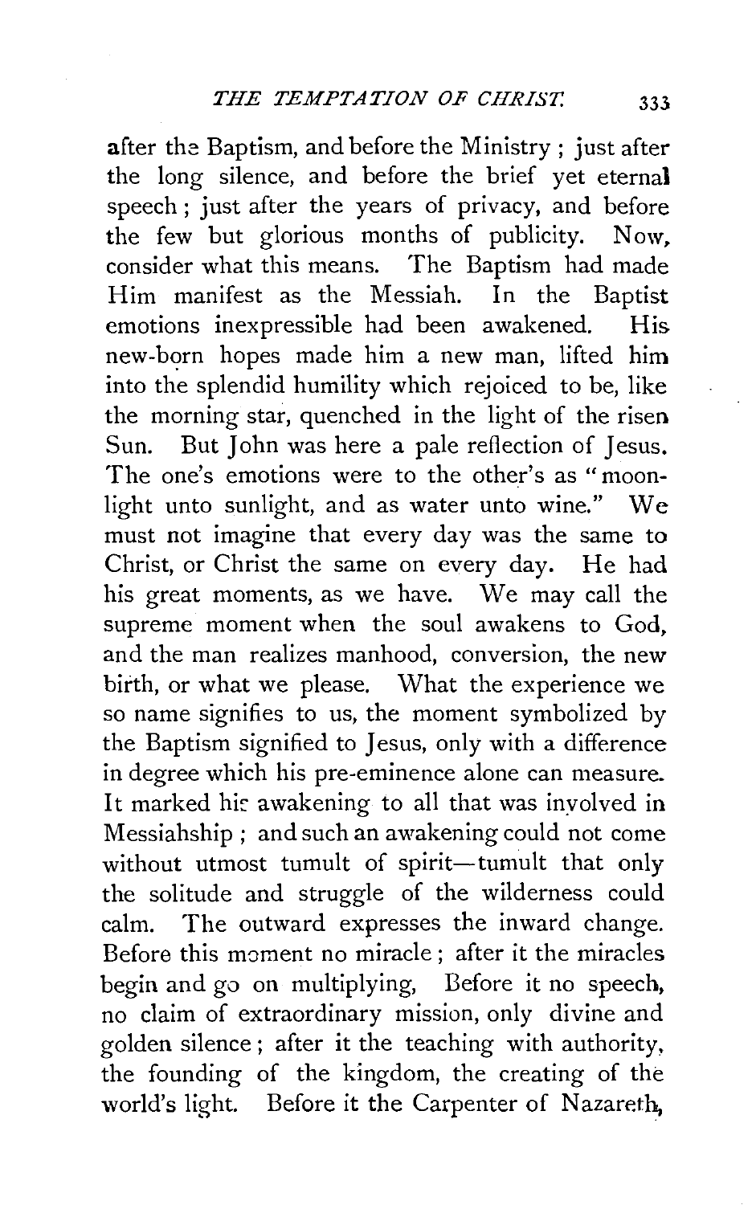after the Baptism, and before the Ministry; just after the long silence, and before the brief yet eternal speech; just after the years of privacy, and before the few but glorious months of publicity. Now, consider what this means. The Baptism had made Him manifest as the Messiah. In the Baptist emotions inexpressible had been awakened. His new-born hopes made him a new man, lifted him into the splendid humility which rejoiced to be, like the morning star, quenched in the light of the risen Sun. But John was here a pale reflection of Jesus. The one's emotions were to the other's as "moonlight unto sunlight, and as water unto wine." We must not imagine that every day was the same to Christ, or Christ the same on every day. He had his great moments, as we have. We may call the supreme moment when the soul awakens to God, and the man realizes manhood, conversion, the new birth, or what we please. What the experience we so name signifies to us, the moment symbolized by the Baptism signified to Jesus, only with a difference in degree which his pre-eminence alone can measure. It marked his awakening to all that was involved in Messiahship; and such an awakening could not come without utmost tumult of spirit—tumult that only the solitude and struggle of the wilderness could calm. The outward expresses the inward change. Before this moment no miracle; after it the miracles begin and go on multiplying, Before it no speech, no claim of extraordinary mission, only divine and golden silence; after it the teaching with authority, the founding of the kingdom, the creating of the world's light. Before it the Carpenter of Nazareth,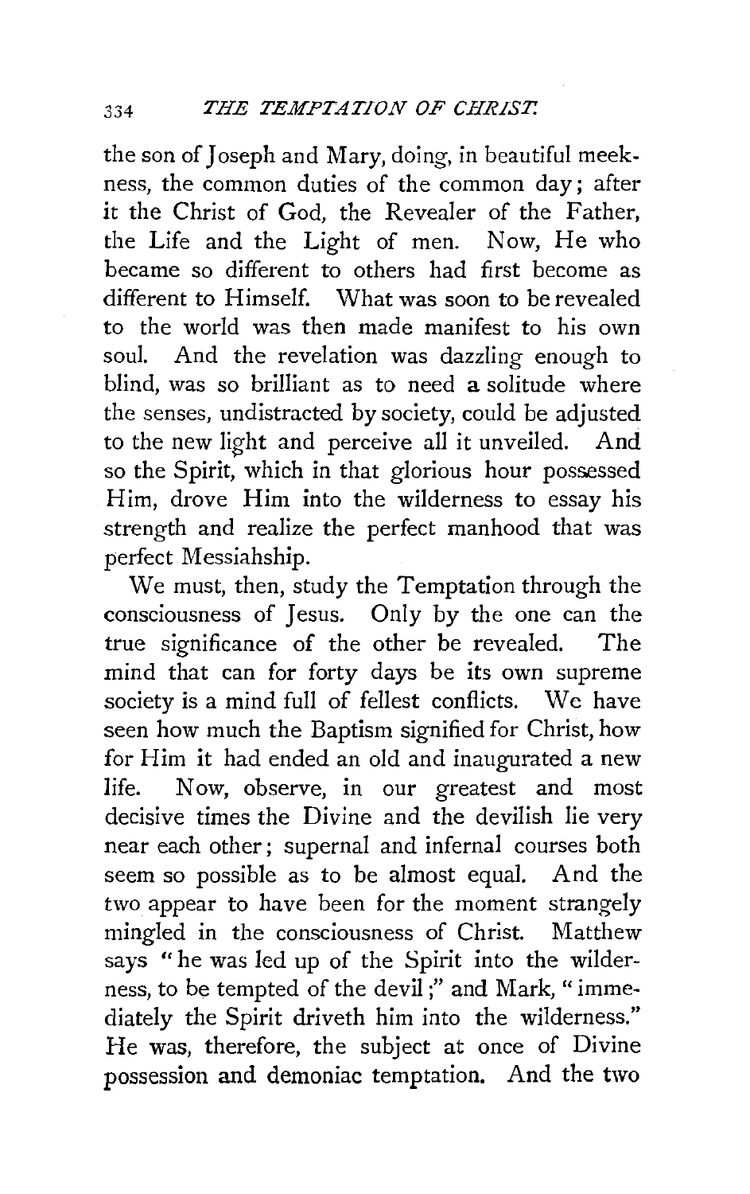the son of Joseph and Mary, doing, in beautiful meekness, the common duties of the common day; after it the Christ of God, the Revealer of the Father, the Life and the Light of men. Now, He who became so different to others had first become as different to Himself. What was soon to be revealed to the world was then made manifest to his own soul. And the revelation was dazzling enough to blind, was so brilliant as to need a solitude where the senses, undistracted by society, could be adjusted to the new light and perceive all it unveiled. And so the Spirit, which in that glorious hour possessed Him, drove Him into the wilderness to essay his strength and realize the perfect manhood that was perfect Messiahship.

We must, then, study the Temptation through the consciousness of Jesus. Only by the one can the true significance of the other be revealed. The mind that can for forty days be its own supreme society is a mind full of fellest conflicts. We have seen how much the Baptism signified for Christ, how for Him it had ended an old and inaugurated a new life. Now, observe, in our greatest and most decisive times the Divine and the devilish lie very near each other; supernal and infernal courses both seem so possible as to be almost equal. And the two appear to have been for the moment strangely mingled in the consciousness of Christ. Matthew says "he was led up of the Spirit into the wilderness, to be tempted of the devil;" and Mark, "immediately the Spirit driveth him into the wilderness." He was, therefore, the subject at once of Divine possession and demoniac temptation. And the two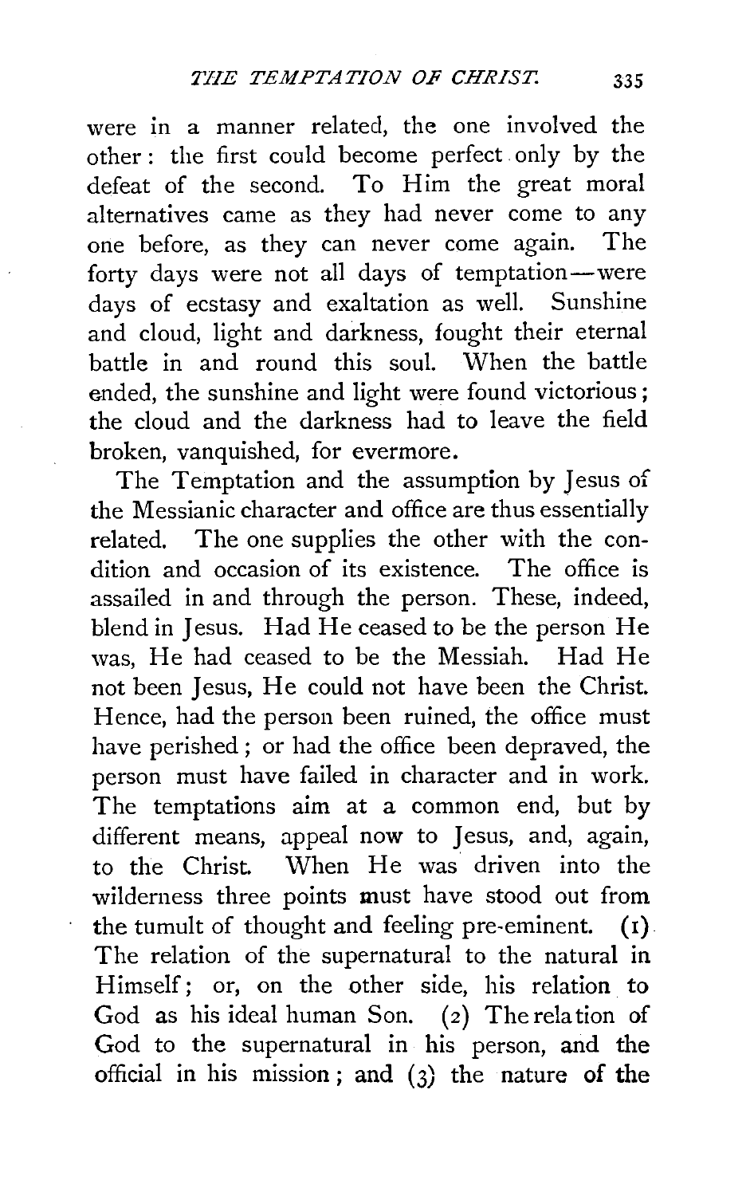were in a manner related, the one involved the other: the first could become perfect only by the defeat of the second. To Him the great moral alternatives came as they had never come to any one before, as they can never come again. The forty days were not all days of temptation—were days of ecstasy and exaltation as well. Sunshine and cloud, light and darkness, fought their eternal battle in and round this soul. When the battle ended, the sunshine and light were found victorious; the cloud and the darkness had to leave the field broken, vanquished, for evermore.

The Temptation and the assumption by Jesus of the Messianic character and office are thus essentially related. The one supplies the other with the condition and occasion of its existence. The office is assailed in and through the person. These, indeed, blend in Jesus. Had He ceased to be the person He was, He had ceased to be the Messiah. Had He not been Jesus, He could not have been the Christ. Hence, had the person been ruined, the office must have perished; or had the office been depraved, the person must have failed in character and in work. The temptations aim at a common end, but by different means, appeal now to Jesus, and, again, to the Christ. When He was driven into the wilderness three points must have stood out from the tumult of thought and feeling pre-eminent. (1) The relation of the supernatural to the natural in Himself; or, on the other side, his relation to God as his ideal human Son. (2) The relation of God to the supernatural in his person, and the official in his mission; and (3) the nature of the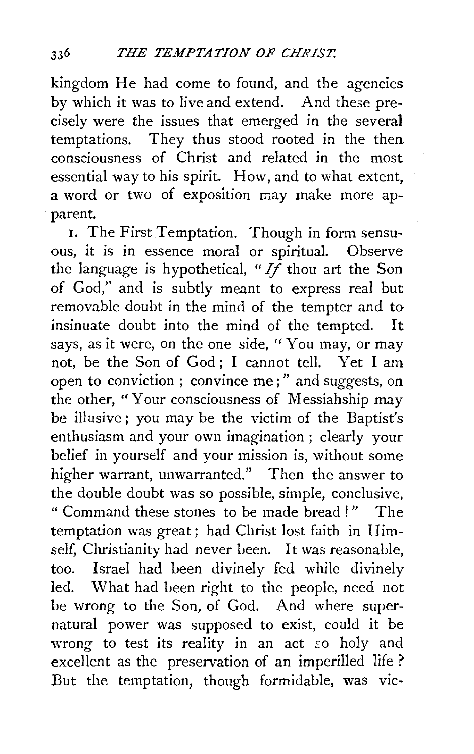kingdom He had come to found, and the agencies by which it was to live and extend. And these precisely were the issues that emerged in the several temptations. They thus stood rooted in the then consciousness of Christ and related in the most essential way to his spirit. How, and to what extent, a word or two of exposition may make more apparent.

1. The First Temptation. Though in form sensuous, it is in essence moral or spiritual. Observe the language is hypothetical, "*If* thou art the Son of God," and is subtly meant to express real but removable doubt in the mind of the tempter and to insinuate doubt into the mind of the tempted. It says, as it were, on the one side, "You may, or may not, be the Son of God; I cannot tell. Yet I am open to conviction; convince me;" and suggests, on the other, "Your consciousness of Messiahship may be illusive; you may be the victim of the Baptist's enthusiasm and your own imagination; clearly your belief in yourself and your mission is, without some higher warrant, unwarranted." Then the answer to the double doubt was so possible, simple, conclusive, "Command these stones to be made bread!" The temptation was great; had Christ lost faith in Himself, Christianity had never been. It was reasonable, too. Israel had been divinely fed while divinely led. What had been right to the people, need not be wrong to the Son, of God. And where supernatural power was supposed to exist, could it be wrong to test its reality in an act so holy and excellent as the preservation of an imperilled life? But the temptation, though formidable, was vic-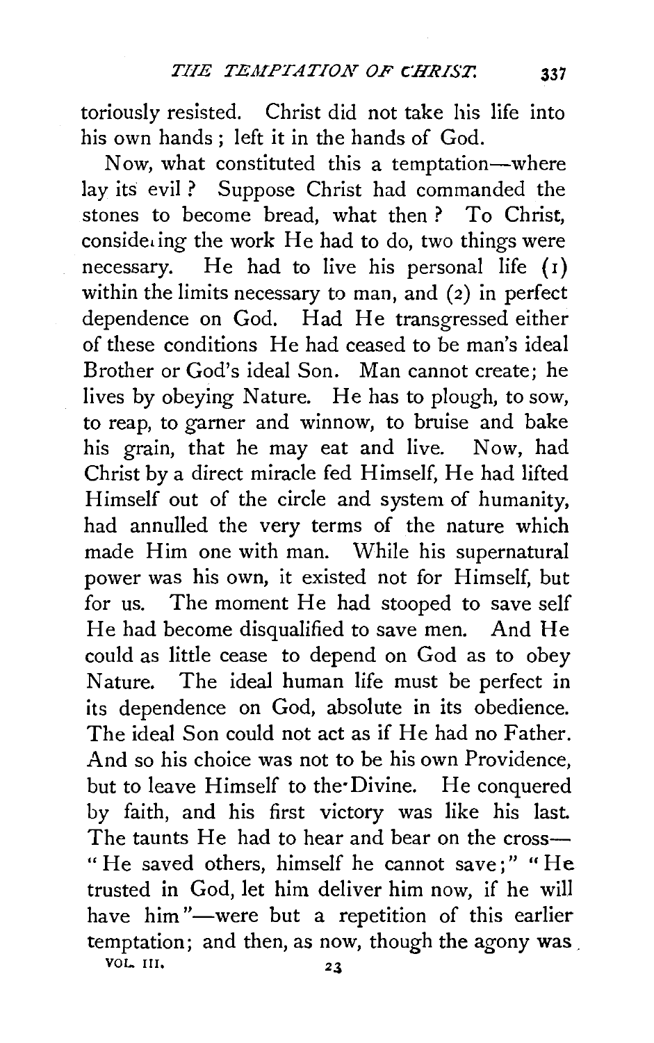toriously resisted. Christ did not take his life into his own hands; left it in the hands of God.

Now, what constituted this a temptation—where lay its evil? Suppose Christ had commanded the stones to become bread, what then? To Christ, considering the work He had to do, two things were necessary. He had to live his personal life (1) within the limits necessary to man, and (2) in perfect dependence on God. Had He transgressed either of these conditions He had ceased to be man's ideal Brother or God's ideal Son. Man cannot create; he lives by obeying Nature. He has to plough, to sow, to reap, to garner and winnow, to bruise and bake his grain, that he may eat and live. Now, had Christ by a direct miracle fed Himself, He had lifted Himself out of the circle and system of humanity, had annulled the very terms of the nature which made Him one with man. While his supernatural power was his own, it existed not for Himself, but for us. The moment He had stooped to save self He had become disqualified to save men. And He could as little cease to depend on God as to obey Nature. The ideal human life must be perfect in its dependence on God, absolute in its obedience. The ideal Son could not act as if He had no Father. And so his choice was not to be his own Providence, but to leave Himself to the Divine. He conquered by faith, and his first victory was like his last. The taunts He had to hear and bear on the cross—"He saved others, himself he cannot save;" "He trusted in God, let him deliver him now, if he will have him"—were but a repetition of this earlier temptation; and then, as now, though the agony was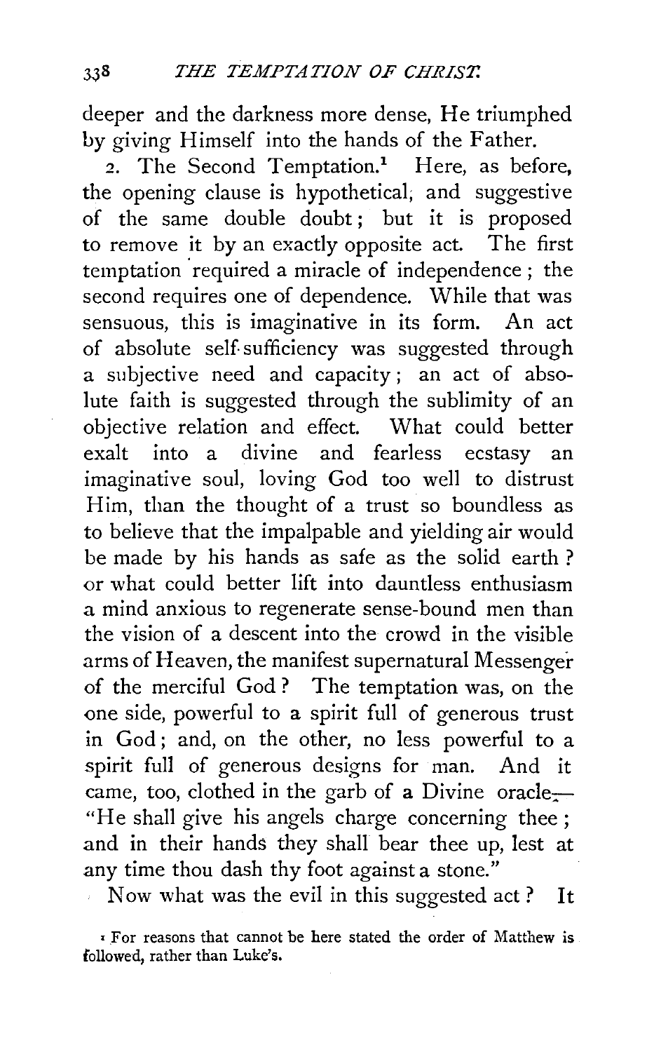deeper and the darkness more dense, He triumphed by giving Himself into the hands of the Father.

2. The Second Temptation.[1] Here, as before, the opening clause is hypothetical, and suggestive of the same double doubt; but it is proposed to remove it by an exactly opposite act. The first temptation required a miracle of independence; the second requires one of dependence. While that was sensuous, this is imaginative in its form. An act of absolute self-sufficiency was suggested through a subjective need and capacity; an act of absolute faith is suggested through the sublimity of an objective relation and effect. What could better exalt into a divine and fearless ecstasy an imaginative soul, loving God too well to distrust Him, than the thought of a trust so boundless as to believe that the impalpable and yielding air would be made by his hands as safe as the solid earth? or what could better lift into dauntless enthusiasm a mind anxious to regenerate sense-bound men than the vision of a descent into the crowd in the visible arms of Heaven, the manifest supernatural Messenger of the merciful God? The temptation was, on the one side, powerful to a spirit full of generous trust in God; and, on the other, no less powerful to a spirit full of generous designs for man. And it came, too, clothed in the garb of a Divine oracle:— "He shall give his angels charge concerning thee; and in their hands they shall bear thee up, lest at any time thou dash thy foot against a stone."

Now what was the evil in this suggested act? It

[1] For reasons that cannot be here stated the order of Matthew is followed, rather than Luke's.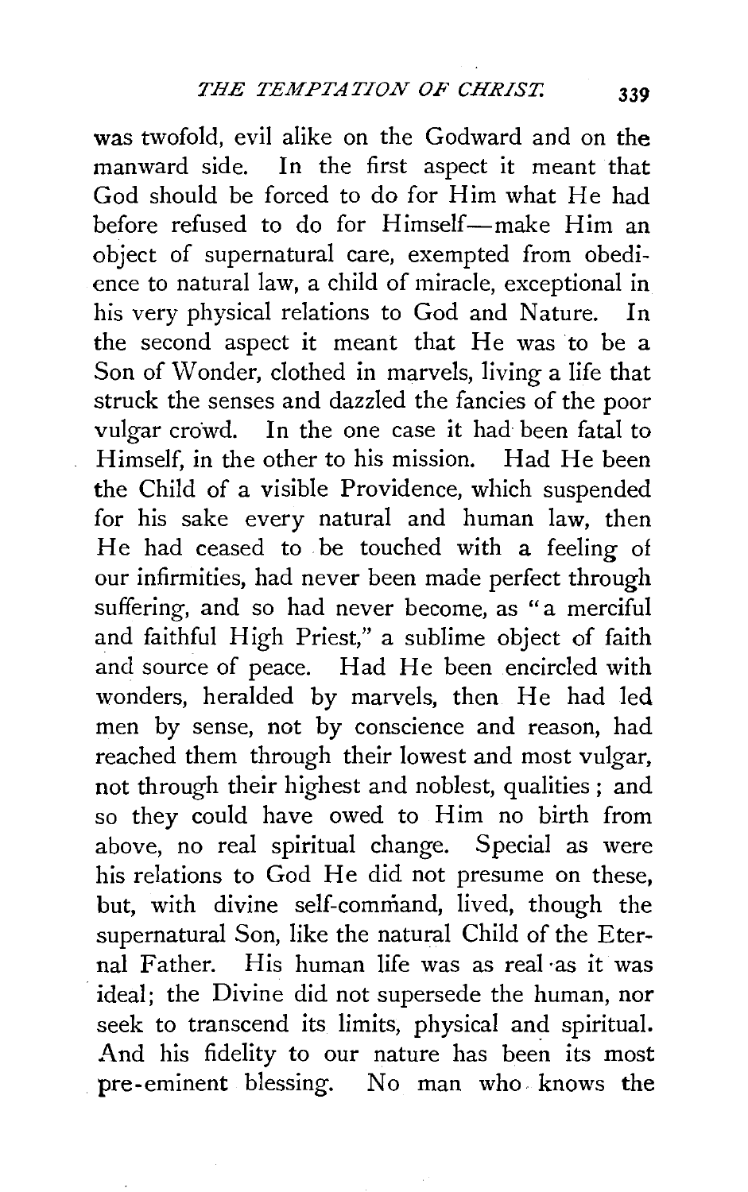was twofold, evil alike on the Godward and on the manward side. In the first aspect it meant that God should be forced to do for Him what He had before refused to do for Himself—make Him an object of supernatural care, exempted from obedience to natural law, a child of miracle, exceptional in his very physical relations to God and Nature. In the second aspect it meant that He was to be a Son of Wonder, clothed in marvels, living a life that struck the senses and dazzled the fancies of the poor vulgar crowd. In the one case it had been fatal to Himself, in the other to his mission. Had He been the Child of a visible Providence, which suspended for his sake every natural and human law, then He had ceased to be touched with a feeling of our infirmities, had never been made perfect through suffering, and so had never become, as "a merciful and faithful High Priest," a sublime object of faith and source of peace. Had He been encircled with wonders, heralded by marvels, then He had led men by sense, not by conscience and reason, had reached them through their lowest and most vulgar, not through their highest and noblest, qualities; and so they could have owed to Him no birth from above, no real spiritual change. Special as were his relations to God He did not presume on these, but, with divine self-command, lived, though the supernatural Son, like the natural Child of the Eternal Father. His human life was as real as it was ideal; the Divine did not supersede the human, nor seek to transcend its limits, physical and spiritual. And his fidelity to our nature has been its most pre-eminent blessing. No man who knows the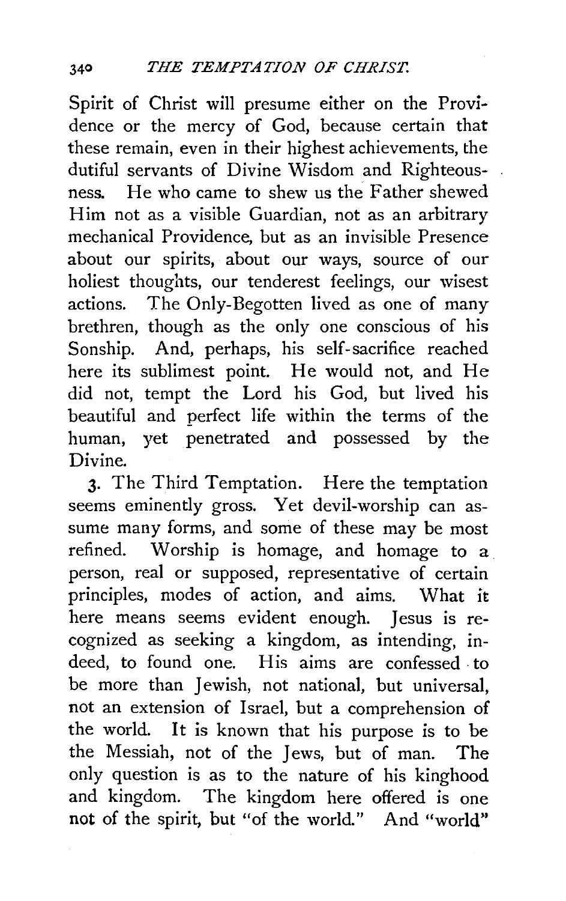Spirit of Christ will presume either on the Providence or the mercy of God, because certain that these remain, even in their highest achievements, the dutiful servants of Divine Wisdom and Righteousness. He who came to shew us the Father shewed Him not as a visible Guardian, not as an arbitrary mechanical Providence, but as an invisible Presence about our spirits, about our ways, source of our holiest thoughts, our tenderest feelings, our wisest actions. The Only-Begotten lived as one of many brethren, though as the only one conscious of his Sonship. And, perhaps, his self-sacrifice reached here its sublimest point. He would not, and He did not, tempt the Lord his God, but lived his beautiful and perfect life within the terms of the human, yet penetrated and possessed by the Divine.

3. The Third Temptation. Here the temptation seems eminently gross. Yet devil-worship can assume many forms, and some of these may be most refined. Worship is homage, and homage to a person, real or supposed, representative of certain principles, modes of action, and aims. What it here means seems evident enough. Jesus is recognized as seeking a kingdom, as intending, indeed, to found one. His aims are confessed to be more than Jewish, not national, but universal, not an extension of Israel, but a comprehension of the world. It is known that his purpose is to be the Messiah, not of the Jews, but of man. The only question is as to the nature of his kinghood and kingdom. The kingdom here offered is one not of the spirit, but "of the world." And "world"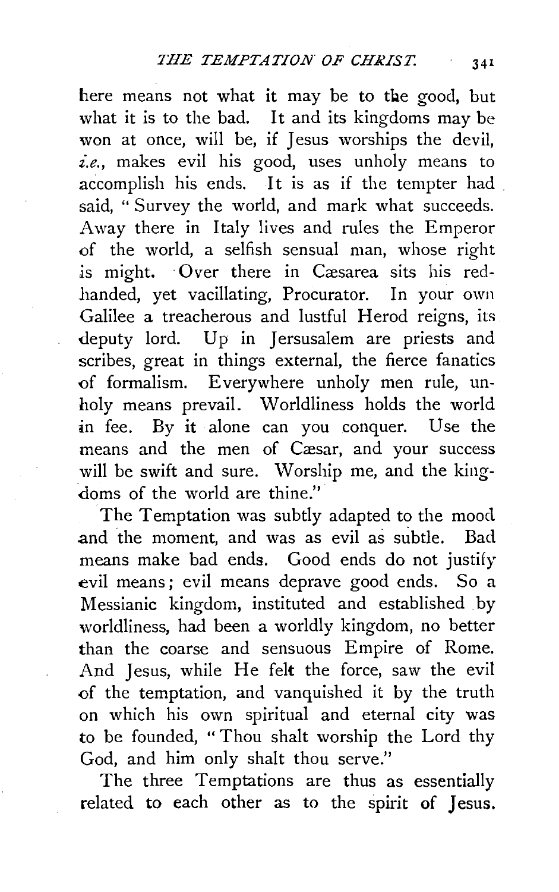here means not what it may be to the good, but what it is to the bad. It and its kingdoms may be won at once, will be, if Jesus worships the devil, *i.e.*, makes evil his good, uses unholy means to accomplish his ends. It is as if the tempter had said, "Survey the world, and mark what succeeds. Away there in Italy lives and rules the Emperor of the world, a selfish sensual man, whose right is might. Over there in Cæsarea sits his red-handed, yet vacillating, Procurator. In your own Galilee a treacherous and lustful Herod reigns, its deputy lord. Up in Jersusalem are priests and scribes, great in things external, the fierce fanatics of formalism. Everywhere unholy men rule, unholy means prevail. Worldliness holds the world in fee. By it alone can you conquer. Use the means and the men of Cæsar, and your success will be swift and sure. Worship me, and the kingdoms of the world are thine."

The Temptation was subtly adapted to the mood and the moment, and was as evil as subtle. Bad means make bad ends. Good ends do not justify evil means; evil means deprave good ends. So a Messianic kingdom, instituted and established by worldliness, had been a worldly kingdom, no better than the coarse and sensuous Empire of Rome. And Jesus, while He felt the force, saw the evil of the temptation, and vanquished it by the truth on which his own spiritual and eternal city was to be founded, "Thou shalt worship the Lord thy God, and him only shalt thou serve."

The three Temptations are thus as essentially related to each other as to the spirit of Jesus.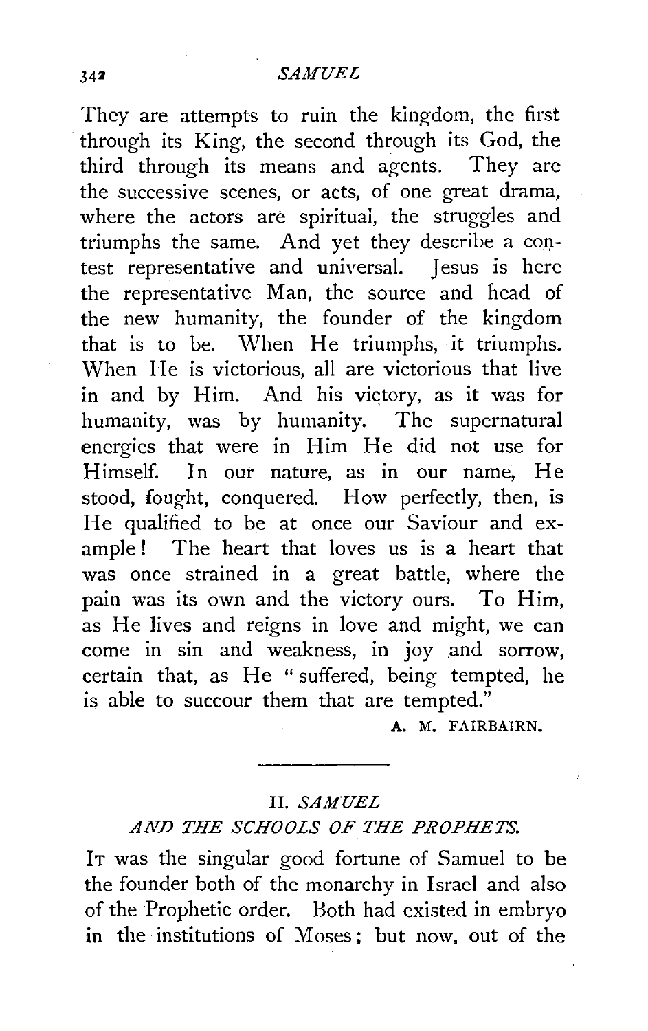They are attempts to ruin the kingdom, the first through its King, the second through its God, the third through its means and agents. They are the successive scenes, or acts, of one great drama, where the actors are spiritual, the struggles and triumphs the same. And yet they describe a contest representative and universal. Jesus is here the representative Man, the source and head of the new humanity, the founder of the kingdom that is to be. When He triumphs, it triumphs. When He is victorious, all are victorious that live in and by Him. And his victory, as it was for humanity, was by humanity. The supernatural energies that were in Him He did not use for Himself. In our nature, as in our name, He stood, fought, conquered. How perfectly, then, is He qualified to be at once our Saviour and example! The heart that loves us is a heart that was once strained in a great battle, where the pain was its own and the victory ours. To Him, as He lives and reigns in love and might, we can come in sin and weakness, in joy and sorrow, certain that, as He "suffered, being tempted, he is able to succour them that are tempted."

A. M. FAIRBAIRN.

---

## II. *SAMUEL AND THE SCHOOLS OF THE PROPHETS.*

IT was the singular good fortune of Samuel to be the founder both of the monarchy in Israel and also of the Prophetic order. Both had existed in embryo in the institutions of Moses; but now, out of the